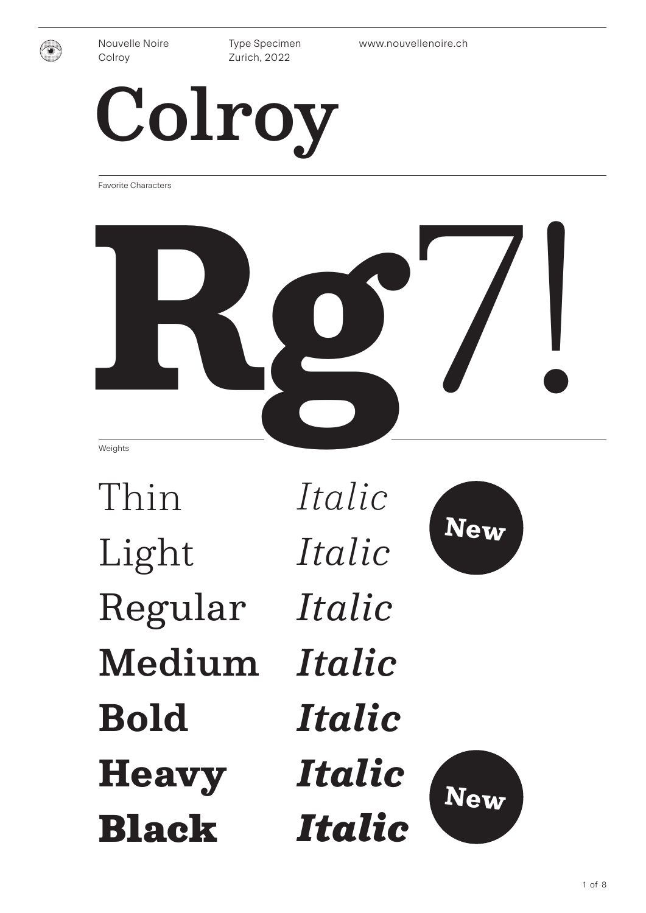Nouvelle Noire
Colroy

Type Specimen
Zurich, 2022

www.nouvellenoire.ch

# Colroy

Favorite Characters

# **Rg**7!

Weights

| | | |
|---|---|---|
| Thin | *Italic* | **New** |
| Light | *Italic* | |
| Regular | *Italic* | |
| **Medium** | ***Italic*** | |
| **Bold** | ***Italic*** | |
| **Heavy** | ***Italic*** | **New** |
| **Black** | ***Italic*** | |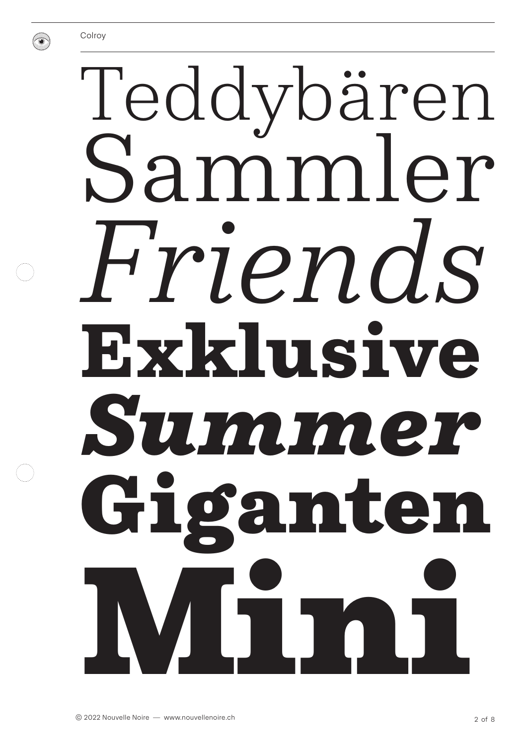Teddybären

Sammler

*Friends*

**Exklusive**

***Summer***

**Giganten**

**Mini**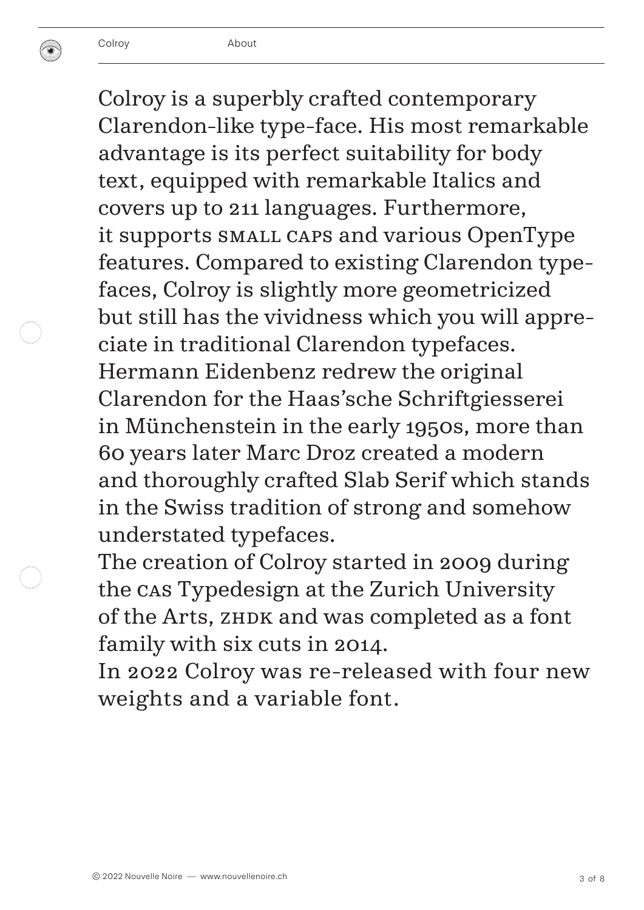Colroy is a superbly crafted contemporary Clarendon-like type-face. His most remarkable advantage is its perfect suitability for body text, equipped with remarkable Italics and covers up to 211 languages. Furthermore, it supports SMALL CAPS and various OpenType features. Compared to existing Clarendon typefaces, Colroy is slightly more geometricized but still has the vividness which you will appreciate in traditional Clarendon typefaces. Hermann Eidenbenz redrew the original Clarendon for the Haas'sche Schriftgiesserei in Münchenstein in the early 1950s, more than 60 years later Marc Droz created a modern and thoroughly crafted Slab Serif which stands in the Swiss tradition of strong and somehow understated typefaces.

The creation of Colroy started in 2009 during the CAS Typedesign at the Zurich University of the Arts, ZHDK and was completed as a font family with six cuts in 2014.

In 2022 Colroy was re-released with four new weights and a variable font.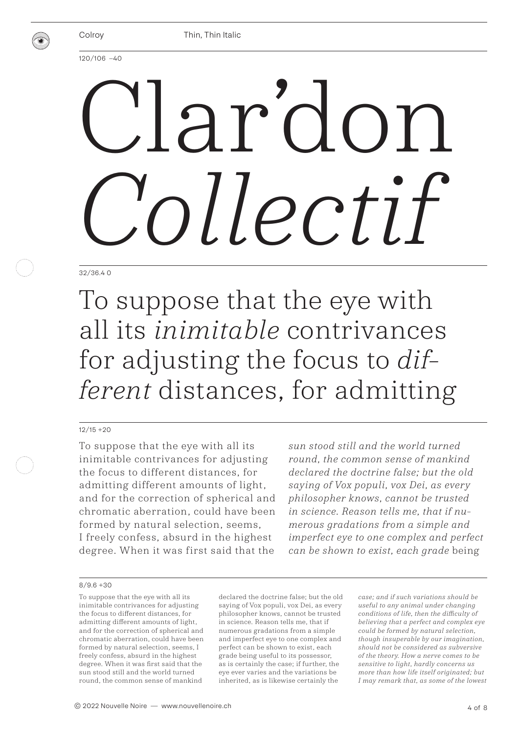Colroy Thin, Thin Italic

120/106 –40

# Clar'don *Collectif*

32/36.4 0

To suppose that the eye with all its *inimitable* contrivances for adjusting the focus to *different* distances, for admitting

12/15 +20

To suppose that the eye with all its inimitable contrivances for adjusting the focus to different distances, for admitting different amounts of light, and for the correction of spherical and chromatic aberration, could have been formed by natural selection, seems, I freely confess, absurd in the highest degree. When it was first said that the *sun stood still and the world turned round, the common sense of mankind declared the doctrine false; but the old saying of Vox populi, vox Dei, as every philosopher knows, cannot be trusted in science. Reason tells me, that if numerous gradations from a simple and imperfect eye to one complex and perfect can be shown to exist, each grade* being

8/9.6 +30

To suppose that the eye with all its inimitable contrivances for adjusting the focus to different distances, for admitting different amounts of light, and for the correction of spherical and chromatic aberration, could have been formed by natural selection, seems, I freely confess, absurd in the highest degree. When it was first said that the sun stood still and the world turned round, the common sense of mankind declared the doctrine false; but the old saying of Vox populi, vox Dei, as every philosopher knows, cannot be trusted in science. Reason tells me, that if numerous gradations from a simple and imperfect eye to one complex and perfect can be shown to exist, each grade being useful to its possessor, as is certainly the case; if further, the eye ever varies and the variations be inherited, as is likewise certainly the *case; and if such variations should be useful to any animal under changing conditions of life, then the difficulty of believing that a perfect and complex eye could be formed by natural selection, though insuperable by our imagination, should not be considered as subversive of the theory. How a nerve comes to be sensitive to light, hardly concerns us more than how life itself originated; but I may remark that, as some of the lowest*

© 2022 Nouvelle Noire — www.nouvellenoire.ch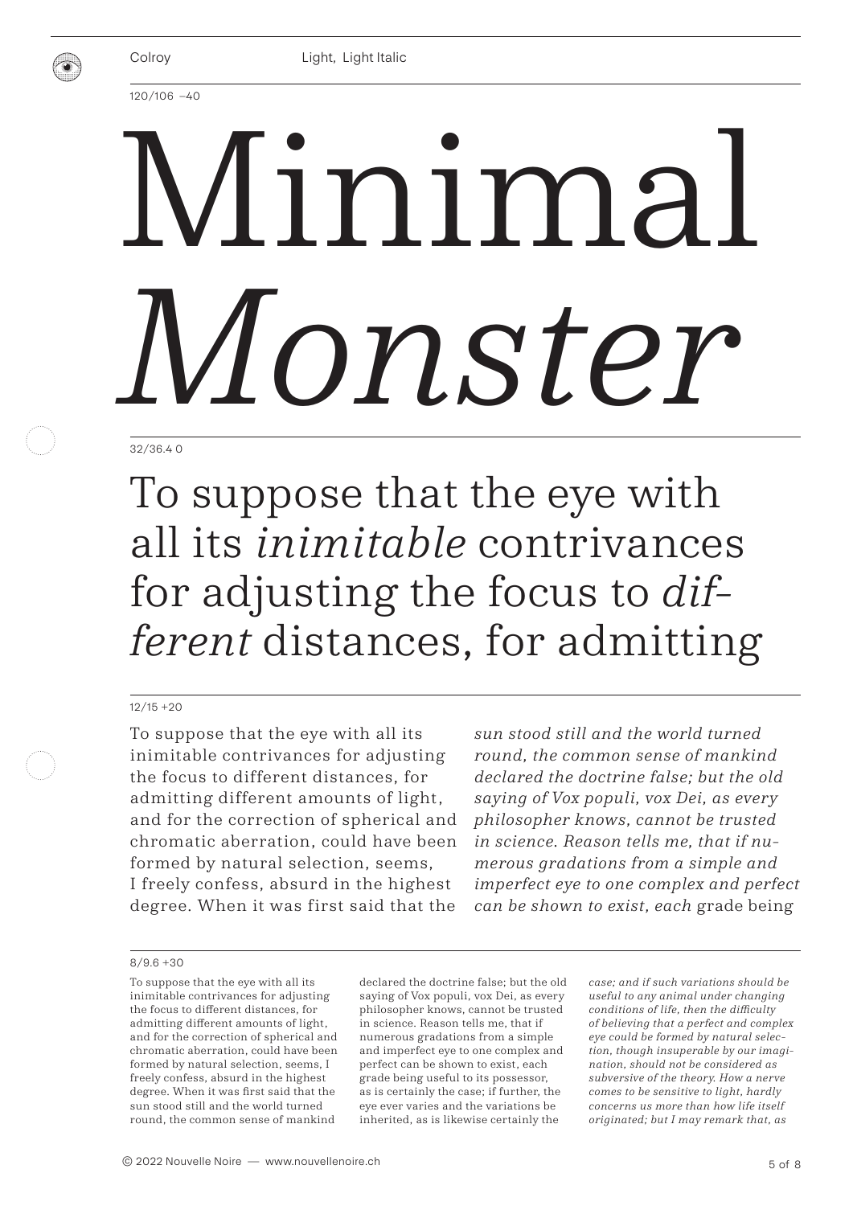Colroy — Light, Light Italic

120/106 –40

# Minimal *Monster*

32/36.4 0

To suppose that the eye with all its *inimitable* contrivances for adjusting the focus to *dif-ferent* distances, for admitting

12/15 +20

To suppose that the eye with all its inimitable contrivances for adjusting the focus to different distances, for admitting different amounts of light, and for the correction of spherical and chromatic aberration, could have been formed by natural selection, seems, I freely confess, absurd in the highest degree. When it was first said that the *sun stood still and the world turned round, the common sense of mankind declared the doctrine false; but the old saying of Vox populi, vox Dei, as every philosopher knows, cannot be trusted in science. Reason tells me, that if numerous gradations from a simple and imperfect eye to one complex and perfect can be shown to exist, each* grade being

8/9.6 +30

To suppose that the eye with all its inimitable contrivances for adjusting the focus to different distances, for admitting different amounts of light, and for the correction of spherical and chromatic aberration, could have been formed by natural selection, seems, I freely confess, absurd in the highest degree. When it was first said that the sun stood still and the world turned round, the common sense of mankind declared the doctrine false; but the old saying of Vox populi, vox Dei, as every philosopher knows, cannot be trusted in science. Reason tells me, that if numerous gradations from a simple and imperfect eye to one complex and perfect can be shown to exist, each grade being useful to its possessor, as is certainly the case; if further, the eye ever varies and the variations be inherited, as is likewise certainly the *case; and if such variations should be useful to any animal under changing conditions of life, then the difficulty of believing that a perfect and complex eye could be formed by natural selection, though insuperable by our imagination, should not be considered as subversive of the theory. How a nerve comes to be sensitive to light, hardly concerns us more than how life itself originated; but I may remark that, as*

© 2022 Nouvelle Noire — www.nouvellenoire.ch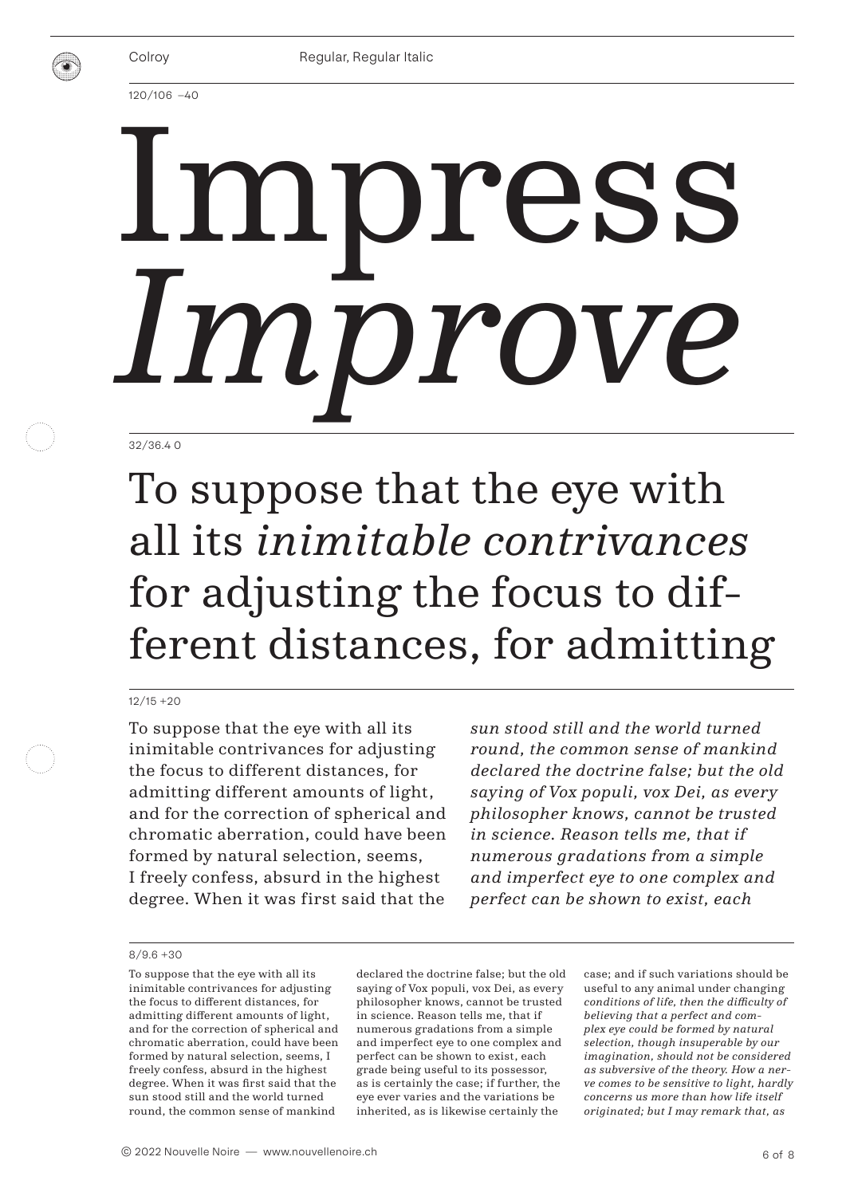Colroy — Regular, Regular Italic

120/106 –40

# Impress
# *Improve*

32/36.4 0

## To suppose that the eye with all its *inimitable contrivances* for adjusting the focus to different distances, for admitting

12/15 +20

To suppose that the eye with all its inimitable contrivances for adjusting the focus to different distances, for admitting different amounts of light, and for the correction of spherical and chromatic aberration, could have been formed by natural selection, seems, I freely confess, absurd in the highest degree. When it was first said that the *sun stood still and the world turned round, the common sense of mankind declared the doctrine false; but the old saying of Vox populi, vox Dei, as every philosopher knows, cannot be trusted in science. Reason tells me, that if numerous gradations from a simple and imperfect eye to one complex and perfect can be shown to exist, each*

8/9.6 +30

To suppose that the eye with all its inimitable contrivances for adjusting the focus to different distances, for admitting different amounts of light, and for the correction of spherical and chromatic aberration, could have been formed by natural selection, seems, I freely confess, absurd in the highest degree. When it was first said that the sun stood still and the world turned round, the common sense of mankind declared the doctrine false; but the old saying of Vox populi, vox Dei, as every philosopher knows, cannot be trusted in science. Reason tells me, that if numerous gradations from a simple and imperfect eye to one complex and perfect can be shown to exist, each grade being useful to its possessor, as is certainly the case; if further, the eye ever varies and the variations be inherited, as is likewise certainly the case; and if such variations should be useful to any animal under changing *conditions of life, then the difficulty of believing that a perfect and complex eye could be formed by natural selection, though insuperable by our imagination, should not be considered as subversive of the theory. How a nerve comes to be sensitive to light, hardly concerns us more than how life itself originated; but I may remark that, as*

© 2022 Nouvelle Noire — www.nouvellenoire.ch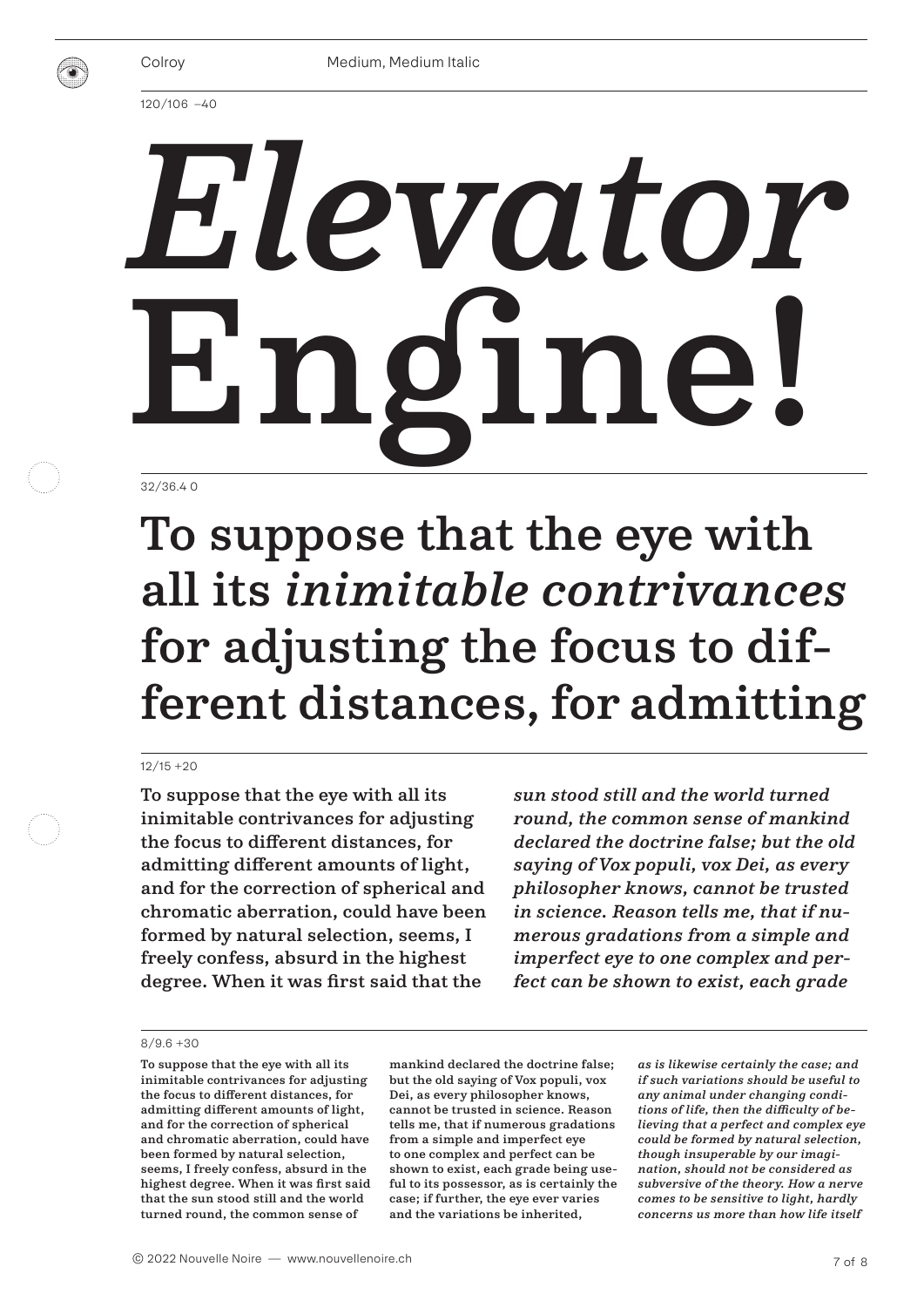Colroy — Medium, Medium Italic

120/106 –40

# *Elevator* Engine!

32/36.4 0

## To suppose that the eye with all its *inimitable contrivances* for adjusting the focus to different distances, for admitting

12/15 +20

**To suppose that the eye with all its inimitable contrivances for adjusting the focus to different distances, for admitting different amounts of light, and for the correction of spherical and chromatic aberration, could have been formed by natural selection, seems, I freely confess, absurd in the highest degree. When it was first said that the** ***sun stood still and the world turned round, the common sense of mankind declared the doctrine false; but the old saying of Vox populi, vox Dei, as every philosopher knows, cannot be trusted in science. Reason tells me, that if numerous gradations from a simple and imperfect eye to one complex and perfect can be shown to exist, each grade***

8/9.6 +30

To suppose that the eye with all its inimitable contrivances for adjusting the focus to different distances, for admitting different amounts of light, and for the correction of spherical and chromatic aberration, could have been formed by natural selection, seems, I freely confess, absurd in the highest degree. When it was first said that the sun stood still and the world turned round, the common sense of mankind declared the doctrine false; but the old saying of Vox populi, vox Dei, as every philosopher knows, cannot be trusted in science. Reason tells me, that if numerous gradations from a simple and imperfect eye to one complex and perfect can be shown to exist, each grade being useful to its possessor, as is certainly the case; if further, the eye ever varies and the variations be inherited, *as is likewise certainly the case; and if such variations should be useful to any animal under changing conditions of life, then the difficulty of believing that a perfect and complex eye could be formed by natural selection, though insuperable by our imagination, should not be considered as subversive of the theory. How a nerve comes to be sensitive to light, hardly concerns us more than how life itself*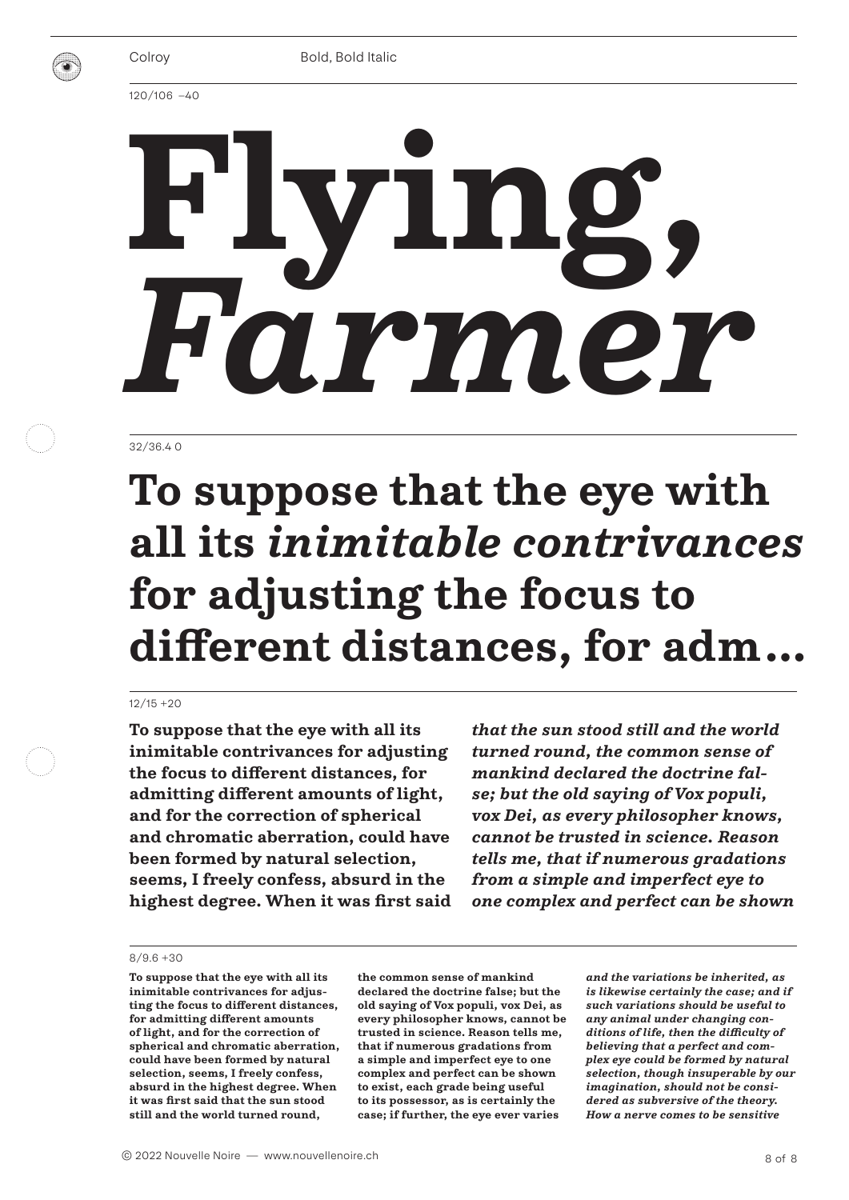Colroy Bold, Bold Italic

120/106 −40

# **Flying,** ***Farmer***

32/36.4 0

**To suppose that the eye with all its *inimitable contrivances* for adjusting the focus to different distances, for adm…**

12/15 +20

**To suppose that the eye with all its inimitable contrivances for adjusting the focus to different distances, for admitting different amounts of light, and for the correction of spherical and chromatic aberration, could have been formed by natural selection, seems, I freely confess, absurd in the highest degree. When it was first said** ***that the sun stood still and the world turned round, the common sense of mankind declared the doctrine fal-se; but the old saying of Vox populi, vox Dei, as every philosopher knows, cannot be trusted in science. Reason tells me, that if numerous gradations from a simple and imperfect eye to one complex and perfect can be shown***

8/9.6 +30

**To suppose that the eye with all its inimitable contrivances for adjus-ting the focus to different distances, for admitting different amounts of light, and for the correction of spherical and chromatic aberration, could have been formed by natural selection, seems, I freely confess, absurd in the highest degree. When it was first said that the sun stood still and the world turned round, the common sense of mankind declared the doctrine false; but the old saying of Vox populi, vox Dei, as every philosopher knows, cannot be trusted in science. Reason tells me, that if numerous gradations from a simple and imperfect eye to one complex and perfect can be shown to exist, each grade being useful to its possessor, as is certainly the case; if further, the eye ever varies** ***and the variations be inherited, as is likewise certainly the case; and if such variations should be useful to any animal under changing con-ditions of life, then the difficulty of believing that a perfect and com-plex eye could be formed by natural selection, though insuperable by our imagination, should not be consi-dered as subversive of the theory. How a nerve comes to be sensitive***

© 2022 Nouvelle Noire — www.nouvellenoire.ch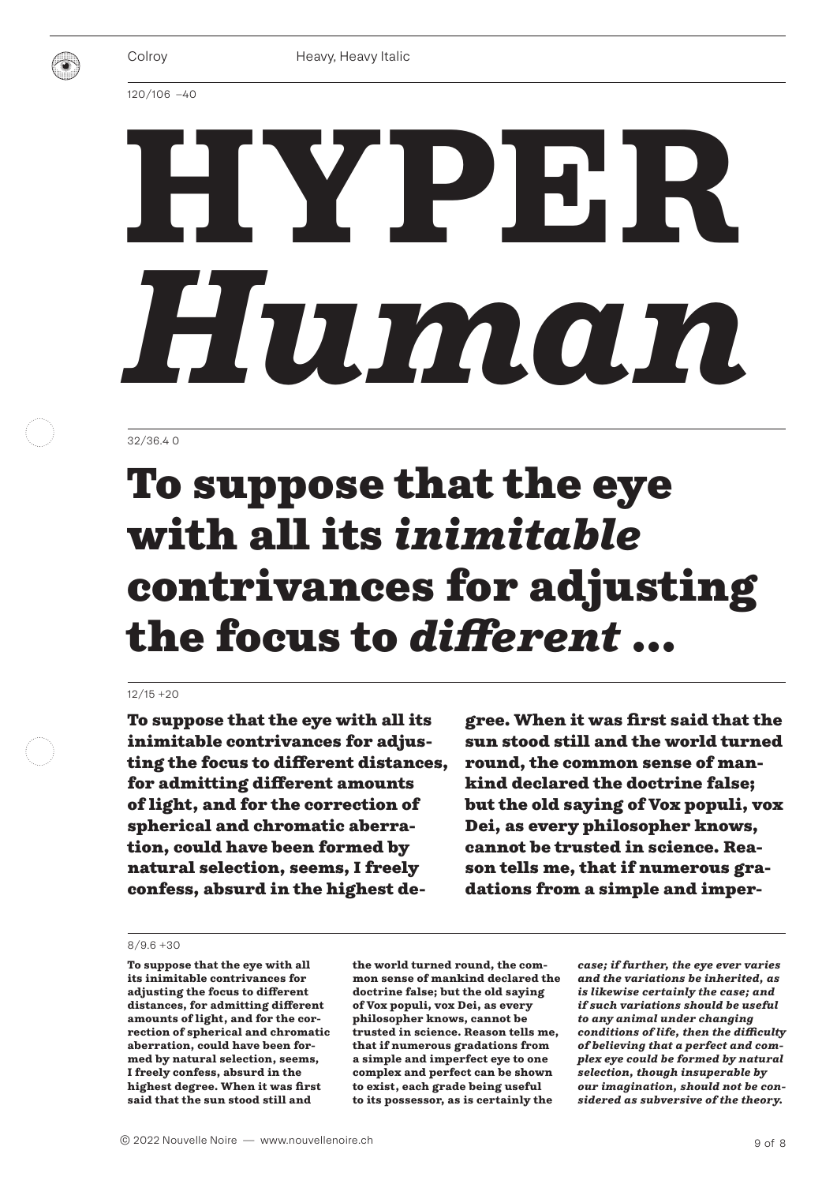Colroy

Heavy, Heavy Italic

120/106 –40

# HYPER *Human*

32/36.4 0

## To suppose that the eye with all its *inimitable* contrivances for adjusting the focus to *different* …

12/15 +20

**To suppose that the eye with all its inimitable contrivances for adjusting the focus to different distances, for admitting different amounts of light, and for the correction of spherical and chromatic aberration, could have been formed by natural selection, seems, I freely confess, absurd in the highest degree. When it was first said that the sun stood still and the world turned round, the common sense of mankind declared the doctrine false; but the old saying of Vox populi, vox Dei, as every philosopher knows, cannot be trusted in science. Reason tells me, that if numerous gradations from a simple and imper-**

8/9.6 +30

**To suppose that the eye with all its inimitable contrivances for adjusting the focus to different distances, for admitting different amounts of light, and for the correction of spherical and chromatic aberration, could have been formed by natural selection, seems, I freely confess, absurd in the highest degree. When it was first said that the sun stood still and the world turned round, the common sense of mankind declared the doctrine false; but the old saying of Vox populi, vox Dei, as every philosopher knows, cannot be trusted in science. Reason tells me, that if numerous gradations from a simple and imperfect eye to one complex and perfect can be shown to exist, each grade being useful to its possessor, as is certainly the** ***case; if further, the eye ever varies and the variations be inherited, as is likewise certainly the case; and if such variations should be useful to any animal under changing conditions of life, then the difficulty of believing that a perfect and complex eye could be formed by natural selection, though insuperable by our imagination, should not be considered as subversive of the theory.***

© 2022 Nouvelle Noire — www.nouvellenoire.ch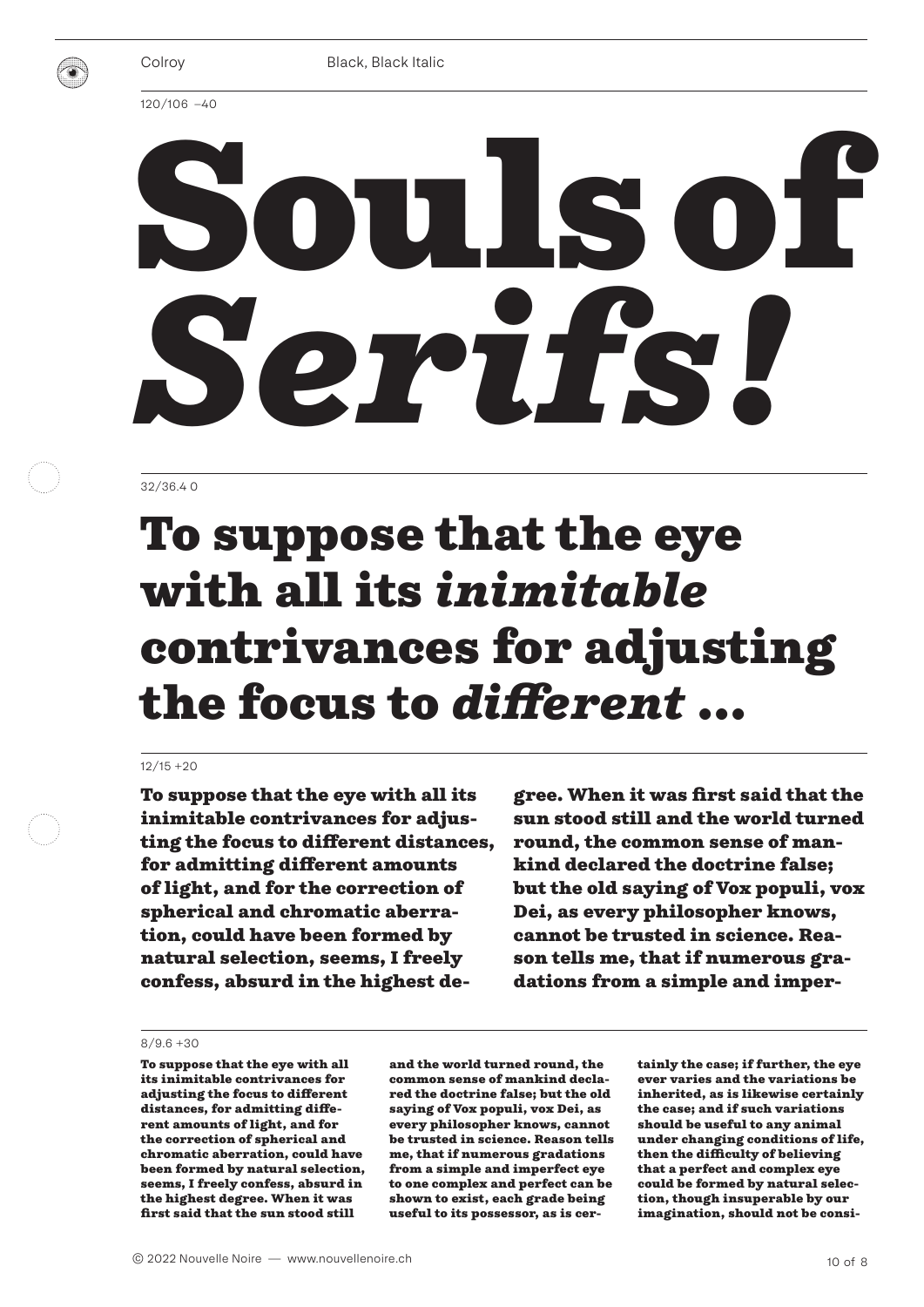Colroy

Black, Black Italic

120/106 –40

# Souls of *Serifs!*

32/36.4 0

## To suppose that the eye with all its *inimitable* contrivances for adjusting the focus to *different* …

12/15 +20

**To suppose that the eye with all its inimitable contrivances for adjusting the focus to different distances, for admitting different amounts of light, and for the correction of spherical and chromatic aberration, could have been formed by natural selection, seems, I freely confess, absurd in the highest degree. When it was first said that the sun stood still and the world turned round, the common sense of mankind declared the doctrine false; but the old saying of Vox populi, vox Dei, as every philosopher knows, cannot be trusted in science. Reason tells me, that if numerous gradations from a simple and imper-**

8/9.6 +30

**To suppose that the eye with all its inimitable contrivances for adjusting the focus to different distances, for admitting different amounts of light, and for the correction of spherical and chromatic aberration, could have been formed by natural selection, seems, I freely confess, absurd in the highest degree. When it was first said that the sun stood still and the world turned round, the common sense of mankind declared the doctrine false; but the old saying of Vox populi, vox Dei, as every philosopher knows, cannot be trusted in science. Reason tells me, that if numerous gradations from a simple and imperfect eye to one complex and perfect can be shown to exist, each grade being useful to its possessor, as is certainly the case; if further, the eye ever varies and the variations be inherited, as is likewise certainly the case; and if such variations should be useful to any animal under changing conditions of life, then the difficulty of believing that a perfect and complex eye could be formed by natural selection, though insuperable by our imagination, should not be consi-**

© 2022 Nouvelle Noire — www.nouvellenoire.ch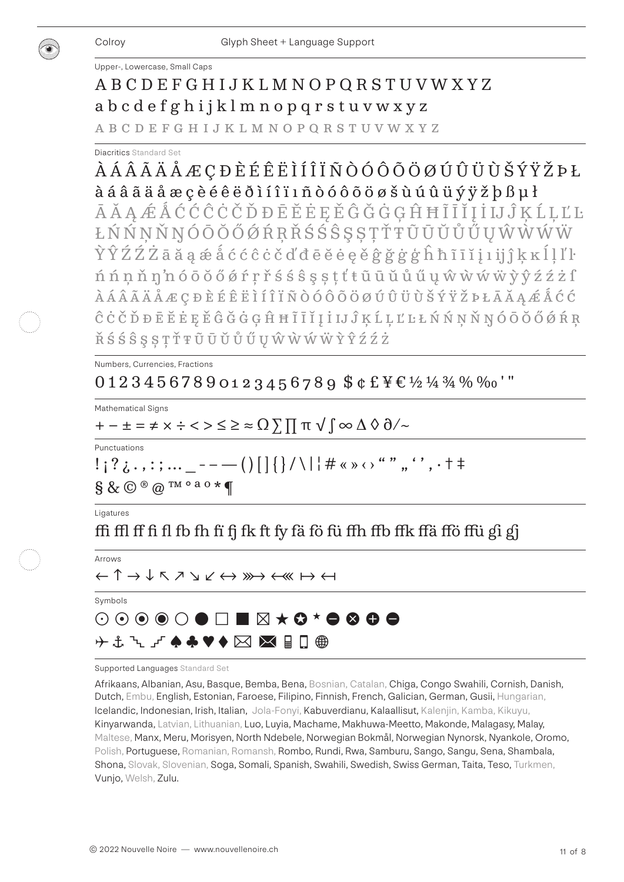Colroy — Glyph Sheet + Language Support

Upper-, Lowercase, Small Caps

A B C D E F G H I J K L M N O P Q R S T U V W X Y Z

a b c d e f g h i j k l m n o p q r s t u v w x y z

A B C D E F G H I J K L M N O P Q R S T U V W X Y Z

Diacritics Standard Set

À Á Â Ã Ä Å Æ Ç Ð È É Ê Ë Ì Í Î Ï Ñ Ò Ó Ô Õ Ö Ø Ú Û Ü Ù Š Ý Ÿ Ž Þ Ł

à á â ã ä å æ ç è é ê ë ð ì í î ï ı ñ ò ó ô õ ö ø š ù ú û ü ý ÿ ž þ ß µ ł

Ā Ă Ą Ǽ Ǻ Ć Ĉ Ċ Č Ď Đ Ē Ĕ Ė Ę Ě Ĝ Ğ Ġ Ģ Ĥ Ħ Ĩ Ī Ĭ Į İ Ĳ Ĵ Ķ Ĺ Ļ Ľ Ŀ

Ł Ń Ņ Ň Ŋ Ó Ō Ŏ Ő Ǿ Ŕ Ŗ Ř Ś Ŝ Ş Ș Ţ Ť Ŧ Ũ Ū Ŭ Ů Ű Ų Ŵ Ẁ Ẃ Ẅ

Ỳ Ŷ Ź Ź Ż ā ă ą ǽ ǻ ć ĉ ċ č ď đ ē ĕ ė ę ě ĝ ğ ġ ģ ĥ ħ ĩ ī ĭ į ı ĳ ĵ ķ ĸ ĺ ļ ľ ŀ

ń ń ņ ň ŋ ŉ ó ō ŏ ő ǿ ŕ ŗ ř ś ś ŝ ş ș ţ ť ŧ ũ ū ŭ ů ű ų ŵ ẁ ẃ ẅ ỳ ŷ ź ź ż ſ

À Á Â Ã Ä Å Æ Ç Ð È É Ê Ë Ì Í Î Ï Ñ Ò Ó Ô Õ Ö Ø Ú Û Ü Ù Š Ý Ÿ Ž Þ Ł Ā Ă Ą Ǽ Ǻ Ć

Ĉ Ċ Č Ď Đ Ē Ĕ Ė Ę Ě Ĝ Ğ Ġ Ģ Ĥ Ħ Ĩ Ī Ĭ Į İ Ĳ Ĵ Ķ Ĺ Ļ Ľ Ŀ Ł Ń Ń Ņ Ň Ŋ Ó Ō Ŏ Ő Ǿ Ŕ Ŗ

Ř Ś Ś Ŝ Ş Ș Ţ Ť Ŧ Ũ Ū Ŭ Ů Ű Ų Ŵ Ẁ Ẃ Ẅ Ỳ Ŷ Ź Ź Ż

Numbers, Currencies, Fractions

0 1 2 3 4 5 6 7 8 9 0 1 2 3 4 5 6 7 8 9 $ ¢ £ ¥ € ½ ¼ ¾ % ‰ ' "

Mathematical Signs

+ − ± = ≠ × ÷ < > ≤ ≥ ≈ Ω ∑ ∏ π √ ∫ ∞ ∆ ◊ ∂ / ~

Punctuations

! ¡ ? ¿ . , : ; … _ - – — ( ) [ ] { } / \ | ¦ # « » ‹ › " " „ ' ' , · † ‡

§ & © ® @ ™ ° ª º * ¶

Ligatures

ffi ffl ff fi fl fb fh fï fj fk ft fy fä fö fü ffh ffb ffk ffä ffö ffü ğı ğj

Arrows

← ↑ → ↓ ↖ ↗ ↘ ↙ ↔ ⤔ ⬻ ↦ ↤

Symbols

⊙ ⦿ ◉ ◉ ○ ● □ ■ ☒ ★ ✪ ⋆ ⊖ ⊗ ⊕ ⊖

✈ ⚓ ↴ ⎍ ♠ ♣ ♥ ♦ 🖂 🖂 ▤ ▯ ⊕

Supported Languages Standard Set

Afrikaans, Albanian, Asu, Basque, Bemba, Bena, Bosnian, Catalan, Chiga, Congo Swahili, Cornish, Danish, Dutch, Embu, English, Estonian, Faroese, Filipino, Finnish, French, Galician, German, Gusii, Hungarian, Icelandic, Indonesian, Irish, Italian, Jola-Fonyi, Kabuverdianu, Kalaallisut, Kalenjin, Kamba, Kikuyu, Kinyarwanda, Latvian, Lithuanian, Luo, Luyia, Machame, Makhuwa-Meetto, Makonde, Malagasy, Malay, Maltese, Manx, Meru, Morisyen, North Ndebele, Norwegian Bokmål, Norwegian Nynorsk, Nyankole, Oromo, Polish, Portuguese, Romanian, Romansh, Rombo, Rundi, Rwa, Samburu, Sango, Sangu, Sena, Shambala, Shona, Slovak, Slovenian, Soga, Somali, Spanish, Swahili, Swedish, Swiss German, Taita, Teso, Turkmen, Vunjo, Welsh, Zulu.

© 2022 Nouvelle Noire — www.nouvellenoire.ch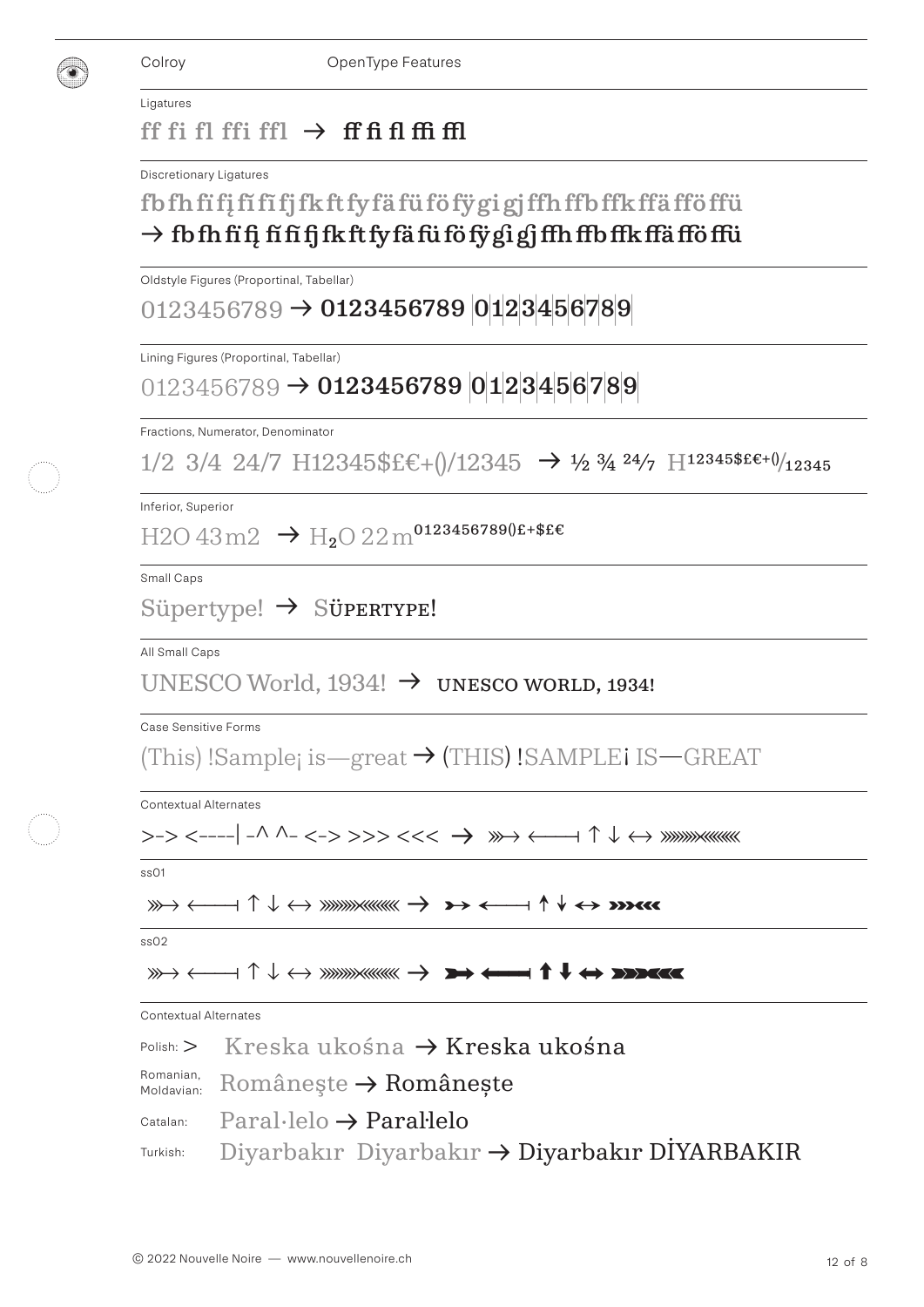Colroy OpenType Features

Ligatures

ff fi fl ffi ffl → ﬀ ﬁ ﬂ ﬃ ﬄ

Discretionary Ligatures

fb fh fi fį fî fï fj fk ft fy fä fü fö fÿ gi gj ffh ffb ffk ffä ffö ffü
→ fb fh fi fį fî fï fj fk ft fy fä fü fö fÿ gi gj ffh ffb ffk ffä ffö ffü

Oldstyle Figures (Proportinal, Tabellar)

0123456789 → 0123456789 |0|1|2|3|4|5|6|7|8|9|

Lining Figures (Proportinal, Tabellar)

0123456789 → 0123456789 |0|1|2|3|4|5|6|7|8|9|

Fractions, Numerator, Denominator

1/2 3/4 24/7 H12345$£€+()/12345 → ½ ¾ 24⁄7 $H^{12345\$£€+()}/_{12345}$

Inferior, Superior

H2O 43m2 → $H_2O$ 22 $m^{0123456789()£+\$£€}$

Small Caps

Süpertype! → Süpertype!

All Small Caps

UNESCO World, 1934! → UNESCO WORLD, 1934!

Case Sensitive Forms

(This) !Sample¡ is—great → (THIS) !SAMPLE¡ IS—GREAT

Contextual Alternates

>-> <----| -^ ^- <-> >>> <<< → ⤜→ ⟻ ↑ ↓ ↔ ⋙⋘

ss01

⤜→ ⟻ ↑ ↓ ↔ ⋙⋘ → ↣ ⟻ ↑ ↓ ↔ ⋙⋘

ss02

⤜→ ⟻ ↑ ↓ ↔ ⋙⋘ → ↣ ⟻ ↑ ↓ ↔ ⋙⋘

Contextual Alternates

Polish: > Kreska ukośna → Kreska ukośna

Romanian, Moldavian: Româneşte → Românește

Catalan: Paral·lelo → Paral·lelo

Turkish: Diyarbakır Diyarbakır → Diyarbakır DİYARBAKIR

© 2022 Nouvelle Noire — www.nouvellenoire.ch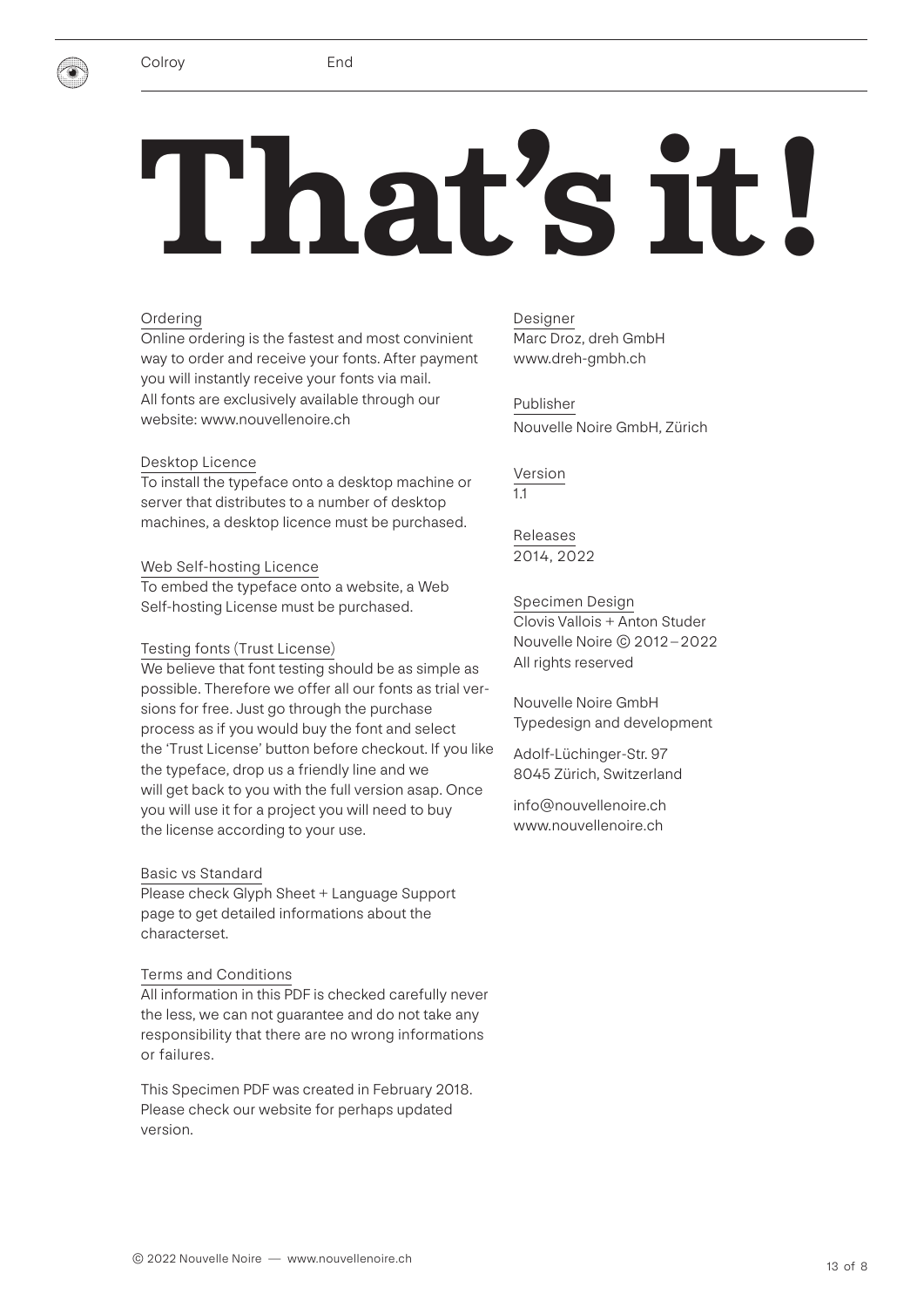# That's it!

Ordering
Online ordering is the fastest and most convinient way to order and receive your fonts. After payment you will instantly receive your fonts via mail. All fonts are exclusively available through our website: www.nouvellenoire.ch

Desktop Licence
To install the typeface onto a desktop machine or server that distributes to a number of desktop machines, a desktop licence must be purchased.

Web Self-hosting Licence
To embed the typeface onto a website, a Web Self-hosting License must be purchased.

Testing fonts (Trust License)
We believe that font testing should be as simple as possible. Therefore we offer all our fonts as trial versions for free. Just go through the purchase process as if you would buy the font and select the 'Trust License' button before checkout. If you like the typeface, drop us a friendly line and we will get back to you with the full version asap. Once you will use it for a project you will need to buy the license according to your use.

Basic vs Standard
Please check Glyph Sheet + Language Support page to get detailed informations about the characterset.

Terms and Conditions
All information in this PDF is checked carefully never the less, we can not guarantee and do not take any responsibility that there are no wrong informations or failures.

This Specimen PDF was created in February 2018. Please check our website for perhaps updated version.

Designer
Marc Droz, dreh GmbH
www.dreh-gmbh.ch

Publisher
Nouvelle Noire GmbH, Zürich

Version
1.1

Releases
2014, 2022

Specimen Design
Clovis Vallois + Anton Studer
Nouvelle Noire © 2012–2022
All rights reserved

Nouvelle Noire GmbH
Typedesign and development

Adolf-Lüchinger-Str. 97
8045 Zürich, Switzerland

info@nouvellenoire.ch
www.nouvellenoire.ch